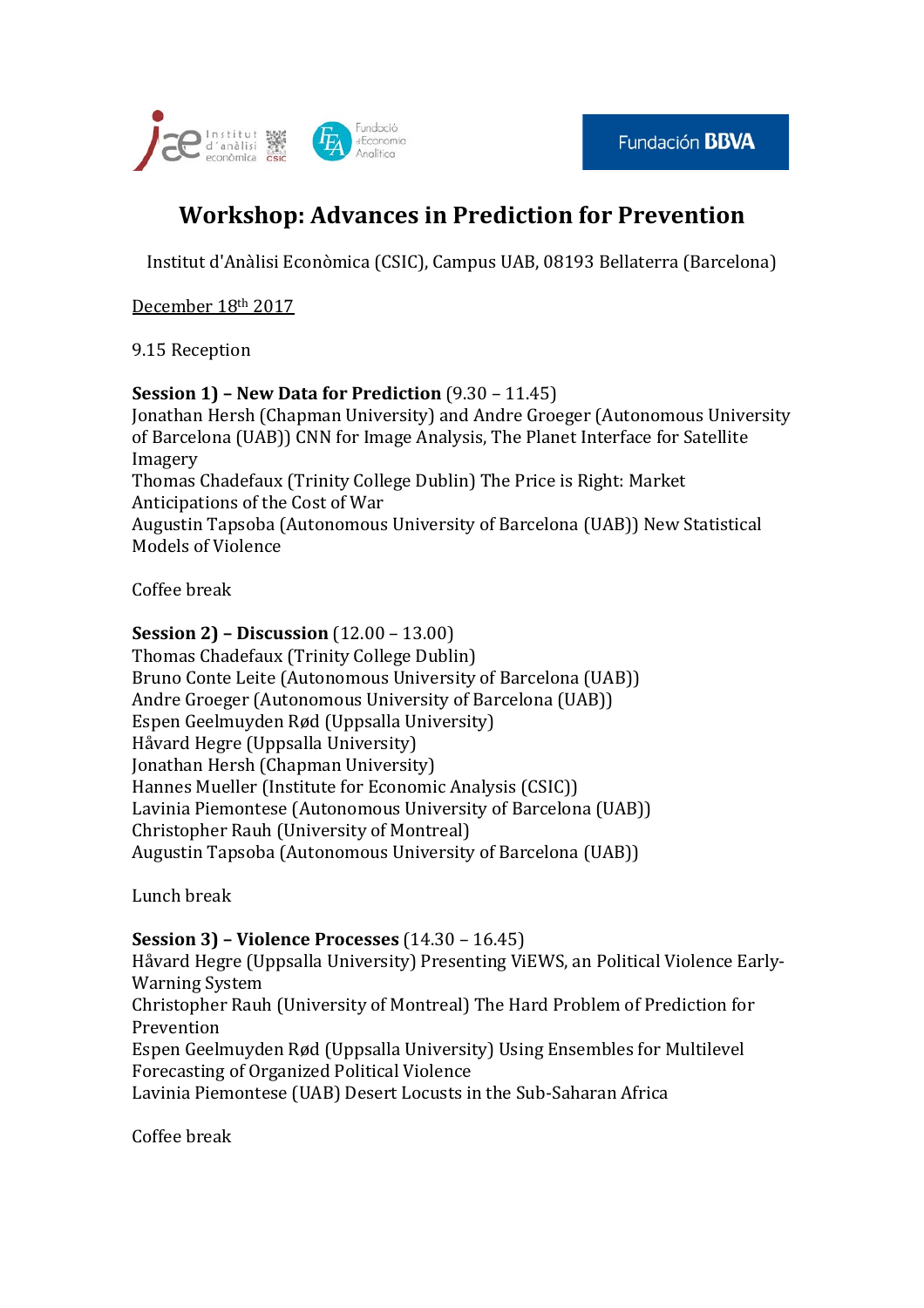# Workshop: Advances in Prediction for Prevention

Institut d'Anàlisi Econòmica (CSIC), Campus UAB, 08193 Bellaterra (Barcelona)

December 18th 2017

9.15 Reception

**Session 1) – New Data for Prediction** (9.30 – 11.45)
Jonathan Hersh (Chapman University) and Andre Groeger (Autonomous University of Barcelona (UAB)) CNN for Image Analysis, The Planet Interface for Satellite Imagery
Thomas Chadefaux (Trinity College Dublin) The Price is Right: Market Anticipations of the Cost of War
Augustin Tapsoba (Autonomous University of Barcelona (UAB)) New Statistical Models of Violence

Coffee break

**Session 2) – Discussion** (12.00 – 13.00)
Thomas Chadefaux (Trinity College Dublin)
Bruno Conte Leite (Autonomous University of Barcelona (UAB))
Andre Groeger (Autonomous University of Barcelona (UAB))
Espen Geelmuyden Rød (Uppsala University)
Håvard Hegre (Uppsala University)
Jonathan Hersh (Chapman University)
Hannes Mueller (Institute for Economic Analysis (CSIC))
Lavinia Piemontese (Autonomous University of Barcelona (UAB))
Christopher Rauh (University of Montreal)
Augustin Tapsoba (Autonomous University of Barcelona (UAB))

Lunch break

**Session 3) – Violence Processes** (14.30 – 16.45)
Håvard Hegre (Uppsala University) Presenting ViEWS, an Political Violence Early-Warning System
Christopher Rauh (University of Montreal) The Hard Problem of Prediction for Prevention
Espen Geelmuyden Rød (Uppsala University) Using Ensembles for Multilevel Forecasting of Organized Political Violence
Lavinia Piemontese (UAB) Desert Locusts in the Sub-Saharan Africa

Coffee break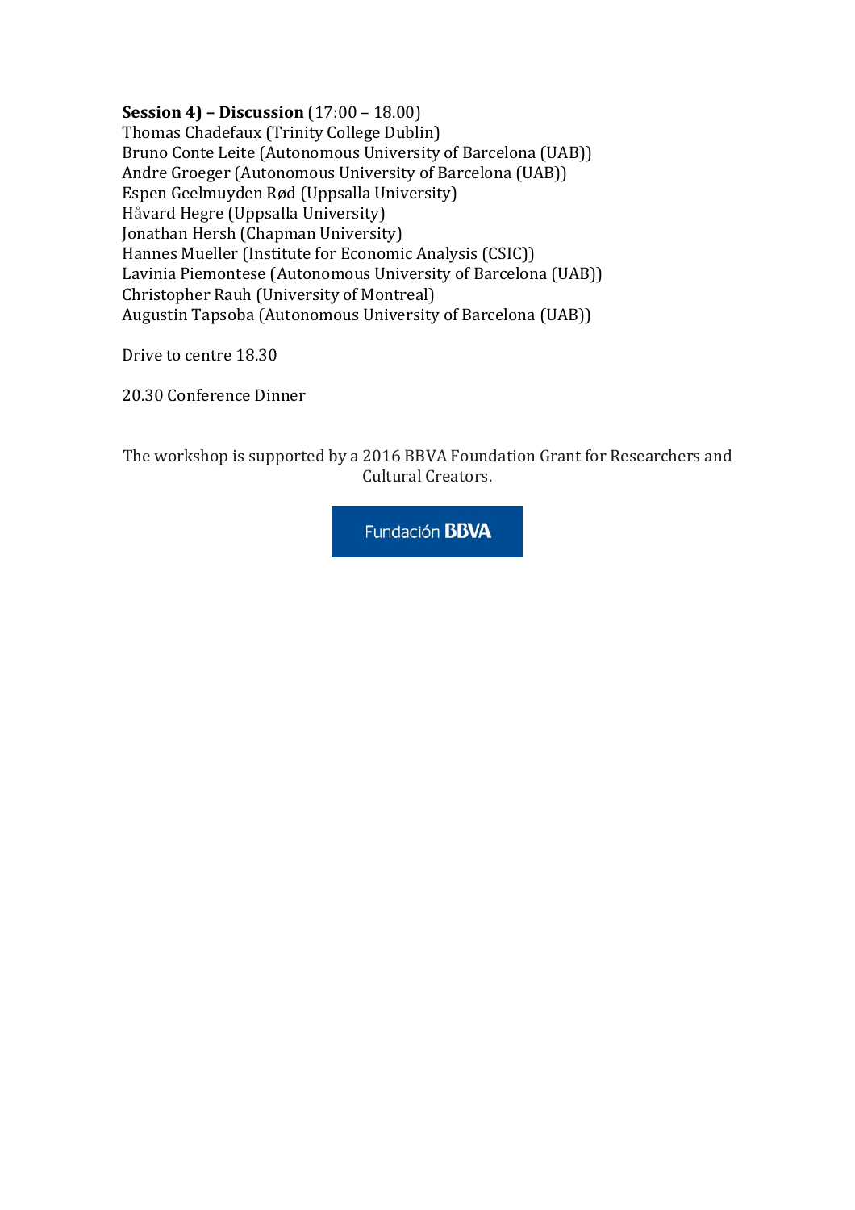**Session 4) – Discussion** (17:00 – 18.00)
Thomas Chadefaux (Trinity College Dublin)
Bruno Conte Leite (Autonomous University of Barcelona (UAB))
Andre Groeger (Autonomous University of Barcelona (UAB))
Espen Geelmuyden Rød (Uppsalla University)
Håvard Hegre (Uppsalla University)
Jonathan Hersh (Chapman University)
Hannes Mueller (Institute for Economic Analysis (CSIC))
Lavinia Piemontese (Autonomous University of Barcelona (UAB))
Christopher Rauh (University of Montreal)
Augustin Tapsoba (Autonomous University of Barcelona (UAB))

Drive to centre 18.30

20.30 Conference Dinner

The workshop is supported by a 2016 BBVA Foundation Grant for Researchers and Cultural Creators.

Fundación BBVA